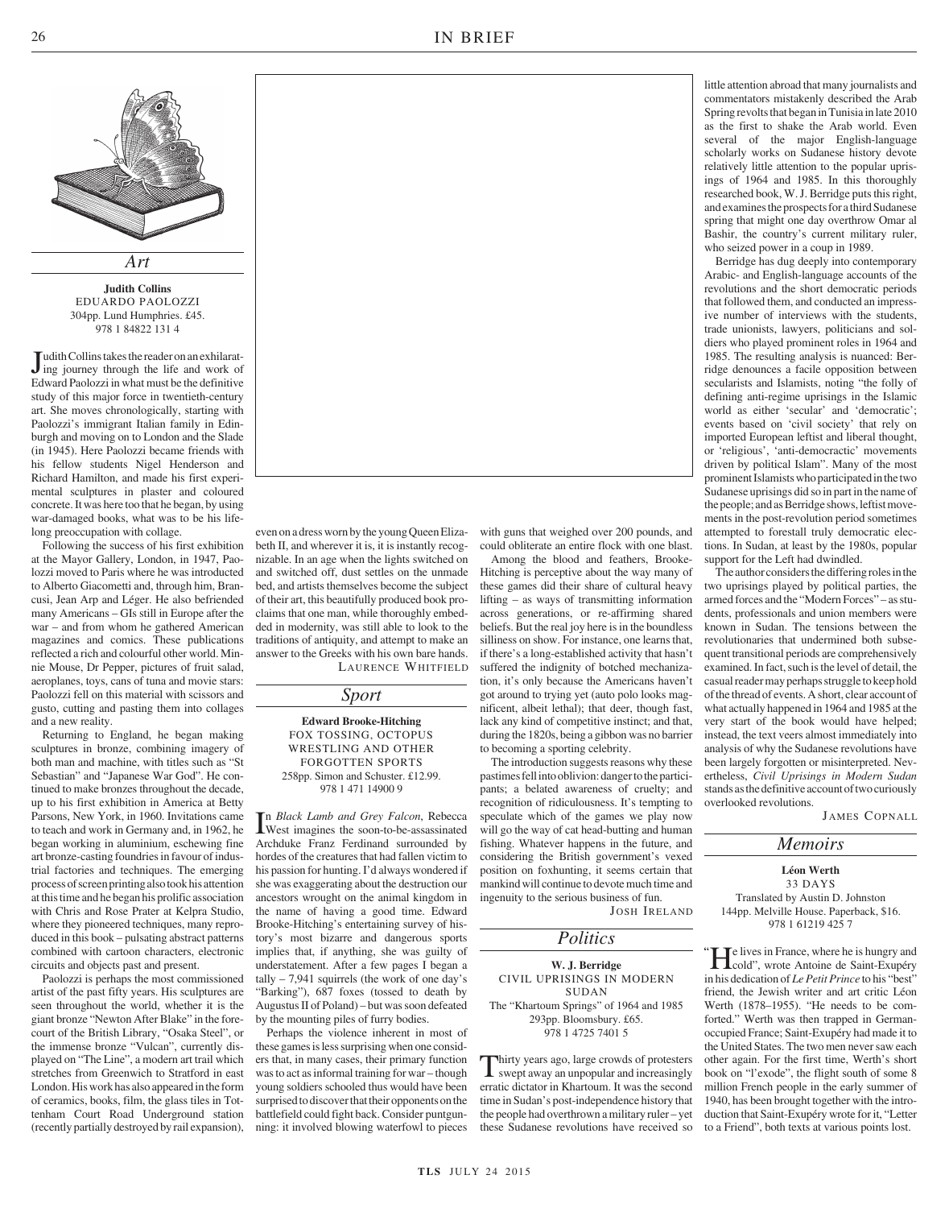## Art

**Judith Collins**
EDUARDO PAOLOZZI
304pp. Lund Humphries. £45.
978 1 84822 131 4

Judith Collins takes the reader on an exhilarating journey through the life and work of Edward Paolozzi in what must be the definitive study of this major force in twentieth-century art. She moves chronologically, starting with Paolozzi's immigrant Italian family in Edinburgh and moving on to London and the Slade (in 1945). Here Paolozzi became friends with his fellow students Nigel Henderson and Richard Hamilton, and made his first experimental sculptures in plaster and coloured concrete. It was here too that he began, by using war-damaged books, what was to be his lifelong preoccupation with collage.

Following the success of his first exhibition at the Mayor Gallery, London, in 1947, Paolozzi moved to Paris where he was introduced to Alberto Giacometti and, through him, Brancusi, Jean Arp and Léger. He also befriended many Americans – GIs still in Europe after the war – and from whom he gathered American magazines and comics. These publications reflected a rich and colourful other world. Minnie Mouse, Dr Pepper, pictures of fruit salad, aeroplanes, toys, cans of tuna and movie stars: Paolozzi fell on this material with scissors and gusto, cutting and pasting them into collages and a new reality.

Returning to England, he began making sculptures in bronze, combining imagery of both man and machine, with titles such as "St Sebastian" and "Japanese War God". He continued to make bronzes throughout the decade, up to his first exhibition in America at Betty Parsons, New York, in 1960. Invitations came to teach and work in Germany and, in 1962, he began working in aluminium, eschewing fine art bronze-casting foundries in favour of industrial factories and techniques. The emerging process of screen printing also took his attention at this time and he began his prolific association with Chris and Rose Prater at Kelpra Studio, where they pioneered techniques, many reproduced in this book – pulsating abstract patterns combined with cartoon characters, electronic circuits and objects past and present.

Paolozzi is perhaps the most commissioned artist of the past fifty years. His sculptures are seen throughout the world, whether it is the giant bronze "Newton After Blake" in the forecourt of the British Library, "Osaka Steel", or the immense bronze "Vulcan", currently displayed on "The Line", a modern art trail which stretches from Greenwich to Stratford in east London. His work has also appeared in the form of ceramics, books, film, the glass tiles in Tottenham Court Road Underground station (recently partially destroyed by rail expansion), even on a dress worn by the young Queen Elizabeth II, and wherever it is, it is instantly recognizable. In an age when the lights switched on and switched off, dust settles on the unmade bed, and artists themselves become the subject of their art, this beautifully produced book proclaims that one man, while thoroughly embedded in modernity, was still able to look to the traditions of antiquity, and attempt to make an answer to the Greeks with his own bare hands.

LAURENCE WHITFIELD

## Sport

**Edward Brooke-Hitching**
FOX TOSSING, OCTOPUS WRESTLING AND OTHER FORGOTTEN SPORTS
258pp. Simon and Schuster. £12.99.
978 1 471 14900 9

In *Black Lamb and Grey Falcon*, Rebecca West imagines the soon-to-be-assassinated Archduke Franz Ferdinand surrounded by hordes of the creatures that had fallen victim to his passion for hunting. I'd always wondered if she was exaggerating about the destruction our ancestors wrought on the animal kingdom in the name of having a good time. Edward Brooke-Hitching's entertaining survey of history's most bizarre and dangerous sports implies that, if anything, she was guilty of understatement. After a few pages I began a tally – 7,941 squirrels (the work of one day's "Barking"), 687 foxes (tossed to death by Augustus II of Poland) – but was soon defeated by the mounting piles of furry bodies.

Perhaps the violence inherent in most of these games is less surprising when one considers that, in many cases, their primary function was to act as informal training for war – though young soldiers schooled thus would have been surprised to discover that their opponents on the battlefield could fight back. Consider puntgunning: it involved blowing waterfowl to pieces with guns that weighed over 200 pounds, and could obliterate an entire flock with one blast.

Among the blood and feathers, Brooke-Hitching is perceptive about the way many of these games did their share of cultural heavy lifting – as ways of transmitting information across generations, or re-affirming shared beliefs. But the real joy here is in the boundless silliness on show. For instance, one learns that, if there's a long-established activity that hasn't suffered the indignity of botched mechanization, it's only because the Americans haven't got around to trying yet (auto polo looks magnificent, albeit lethal); that deer, though fast, lack any kind of competitive instinct; and that, during the 1820s, being a gibbon was no barrier to becoming a sporting celebrity.

The introduction suggests reasons why these pastimes fell into oblivion: danger to the participants; a belated awareness of cruelty; and recognition of ridiculousness. It's tempting to speculate which of the games we play now will go the way of cat head-butting and human fishing. Whatever happens in the future, and considering the British government's vexed position on foxhunting, it seems certain that mankind will continue to devote much time and ingenuity to the serious business of fun.

JOSH IRELAND

## Politics

**W. J. Berridge**
CIVIL UPRISINGS IN MODERN SUDAN
The "Khartoum Springs" of 1964 and 1985
293pp. Bloomsbury. £65.
978 1 4725 7401 5

Thirty years ago, large crowds of protesters swept away an unpopular and increasingly erratic dictator in Khartoum. It was the second time in Sudan's post-independence history that the people had overthrown a military ruler – yet these Sudanese revolutions have received so little attention abroad that many journalists and commentators mistakenly described the Arab Spring revolts that began in Tunisia in late 2010 as the first to shake the Arab world. Even several of the major English-language scholarly works on Sudanese history devote relatively little attention to the popular uprisings of 1964 and 1985. In this thoroughly researched book, W. J. Berridge puts this right, and examines the prospects for a third Sudanese spring that might one day overthrow Omar al Bashir, the country's current military ruler, who seized power in a coup in 1989.

Berridge has dug deeply into contemporary Arabic- and English-language accounts of the revolutions and the short democratic periods that followed them, and conducted an impressive number of interviews with the students, trade unionists, lawyers, politicians and soldiers who played prominent roles in 1964 and 1985. The resulting analysis is nuanced: Berridge denounces a facile opposition between secularists and Islamists, noting "the folly of defining anti-regime uprisings in the Islamic world as either 'secular' and 'democratic'; events based on 'civil society' that rely on imported European leftist and liberal thought, or 'religious', 'anti-democractic' movements driven by political Islam". Many of the most prominent Islamists who participated in the two Sudanese uprisings did so in part in the name of the people; and as Berridge shows, leftist movements in the post-revolution period sometimes attempted to forestall truly democratic elections. In Sudan, at least by the 1980s, popular support for the Left had dwindled.

The author considers the differing roles in the two uprisings played by political parties, the armed forces and the "Modern Forces" – as students, professionals and union members were known in Sudan. The tensions between the revolutionaries that undermined both subsequent transitional periods are comprehensively examined. In fact, such is the level of detail, the casual reader may perhaps struggle to keep hold of the thread of events. A short, clear account of what actually happened in 1964 and 1985 at the very start of the book would have helped; instead, the text veers almost immediately into analysis of why the Sudanese revolutions have been largely forgotten or misinterpreted. Nevertheless, *Civil Uprisings in Modern Sudan* stands as the definitive account of two curiously overlooked revolutions.

JAMES COPNALL

## Memoirs

**Léon Werth**
33 DAYS
Translated by Austin D. Johnston
144pp. Melville House. Paperback, $16.
978 1 61219 425 7

"He lives in France, where he is hungry and cold", wrote Antoine de Saint-Exupéry in his dedication of *Le Petit Prince* to his "best" friend, the Jewish writer and art critic Léon Werth (1878–1955). "He needs to be comforted." Werth was then trapped in German-occupied France; Saint-Exupéry had made it to the United States. The two men never saw each other again. For the first time, Werth's short book on "l'exode", the flight south of some 8 million French people in the early summer of 1940, has been brought together with the introduction that Saint-Exupéry wrote for it, "Letter to a Friend", both texts at various points lost.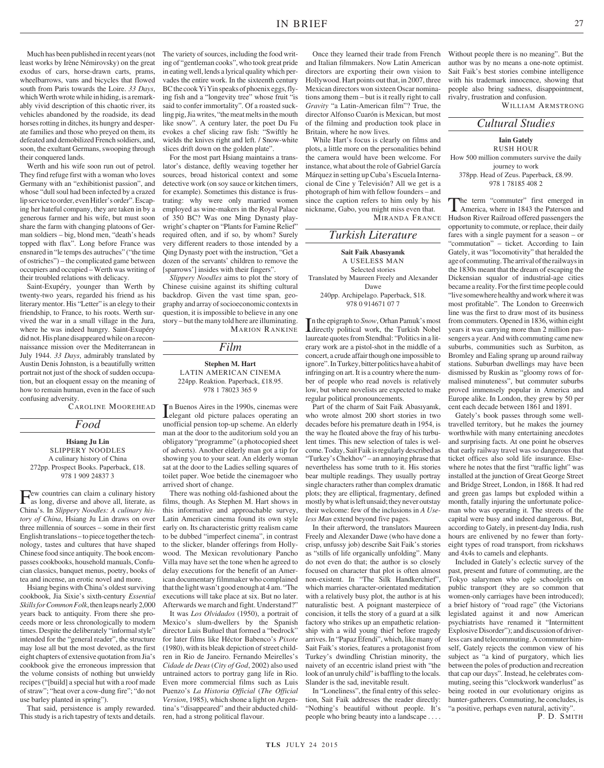Much has been published in recent years (not least works by Irène Némirovsky) on the great exodus of cars, horse-drawn carts, prams, wheelbarrows, vans and bicycles that flowed south from Paris towards the Loire. *33 Days*, which Werth wrote while in hiding, is a remarkably vivid description of this chaotic river, its vehicles abandoned by the roadside, its dead horses rotting in ditches, its hungry and desperate families and those who preyed on them, its defeated and demobilized French soldiers, and, soon, the exultant Germans, swooping through their conquered lands.

Werth and his wife soon run out of petrol. They find refuge first with a woman who loves Germany with an "exhibitionist passion", and whose "dull soul had been infected by a crazed lip service to order, even Hitler's order". Escaping her hateful company, they are taken in by a generous farmer and his wife, but must soon share the farm with changing platoons of German soldiers – big, blond men, "death's heads topped with flax". Long before France was ensnared in "le temps des autruches" ("the time of ostriches") – the complicated game between occupiers and occupied – Werth was writing of their troubled relations with delicacy.

Saint-Exupéry, younger than Werth by twenty-two years, regarded his friend as his literary mentor. His "Letter" is an elegy to their friendship, to France, to his roots. Werth survived the war in a small village in the Jura, where he was indeed hungry. Saint-Exupéry did not. His plane disappeared while on a reconnaissance mission over the Mediterranean in July 1944. *33 Days*, admirably translated by Austin Denis Johnston, is a beautifully written portrait not just of the shock of sudden occupation, but an eloquent essay on the meaning of how to remain human, even in the face of such confusing adversity.

CAROLINE MOOREHEAD

## *Food*

**Hsiang Ju Lin**
SLIPPERY NOODLES
A culinary history of China
272pp. Prospect Books. Paperback, £18.
978 1 909 24837 3

Few countries can claim a culinary history as long, diverse and above all, literate, as China's. In *Slippery Noodles: A culinary history of China*, Hsiang Ju Lin draws on over three millennia of sources – some in their first English translations – to piece together the technology, tastes and cultures that have shaped Chinese food since antiquity. The book encompasses cookbooks, household manuals, Confucian classics, banquet menus, poetry, books of tea and incense, an erotic novel and more.

Hsiang begins with China's oldest surviving cookbook, Jia Sixie's sixth-century *Essential Skills for Common Folk*, then leaps nearly 2,000 years back to antiquity. From there she proceeds more or less chronologically to modern times. Despite the deliberately "informal style" intended for the "general reader", the structure may lose all but the most devoted, as the first eight chapters of extensive quotation from Jia's cookbook give the erroneous impression that the volume consists of nothing but unwieldy recipes ("[build] a special hut with a roof made of straw"; "heat over a cow-dung fire"; "do not use barley planted in spring").

That said, persistence is amply rewarded. This study is a rich tapestry of texts and details. The variety of sources, including the food writing of "gentleman cooks", who took great pride in eating well, lends a lyrical quality which pervades the entire work. In the sixteenth century BC the cook Yi Yin speaks of phoenix eggs, flying fish and a "longevity tree" whose fruit "is said to confer immortality". Of a roasted suckling pig, Jia writes, "the meat melts in the mouth like snow". A century later, the poet Du Fu evokes a chef slicing raw fish: "Swiftly he wields the knives right and left. / Snow-white slices drift down on the golden plate".

For the most part Hsiang maintains a translator's distance, deftly weaving together her sources, broad historical context and some detective work (on soy sauce or kitchen timers, for example). Sometimes this distance is frustrating: why were only married women employed as wine-makers in the Royal Palace of 350 BC? Was one Ming Dynasty playwright's chapter on "Plants for Famine Relief" required often, and if so, by whom? Surely very different readers to those intended by a Qing Dynasty poet with the instruction, "Get a dozen of the servants' children to remove the [sparrows'] insides with their fingers".

*Slippery Noodles* aims to plot the story of Chinese cuisine against its shifting cultural backdrop. Given the vast time span, geography and array of socioeconomic contexts in question, it is impossible to believe in any one story – but the many told here are illuminating.

MARION RANKINE

## *Film*

**Stephen M. Hart**
LATIN AMERICAN CINEMA
224pp. Reaktion. Paperback, £18.95.
978 1 78023 365 9

In Buenos Aires in the 1990s, cinemas were elegant old picture palaces operating an unofficial pension top-up scheme. An elderly man at the door to the auditorium sold you an obligatory "programme" (a photocopied sheet of adverts). Another elderly man got a tip for showing you to your seat. An elderly woman sat at the door to the Ladies selling squares of toilet paper. Woe betide the cinemagoer who arrived short of change.

There was nothing old-fashioned about the films, though. As Stephen M. Hart shows in this informative and approachable survey, Latin American cinema found its own style early on. Its characteristic gritty realism came to be dubbed "imperfect cinema", in contrast to the slicker, blander offerings from Hollywood. The Mexican revolutionary Pancho Villa may have set the tone when he agreed to delay executions for the benefit of an American documentary filmmaker who complained that the light wasn't good enough at 4 am. "The executions will take place at six. But no later. Afterwards we march and fight. Understand?"

It was *Los Olvidados* (1950), a portrait of Mexico's slum-dwellers by the Spanish director Luis Buñuel that formed a "bedrock" for later films like Héctor Babenco's *Pixote* (1980), with its bleak depiction of street children in Rio de Janeiro. Fernando Meirelles's *Cidade de Deus* (*City of God*, 2002) also used untrained actors to portray gang life in Rio. Even more commercial films such as Luis Puenzo's *La Historia Oficial* (*The Official Version*, 1985), which shone a light on Argentina's "disappeared" and their abducted children, had a strong political flavour.

Once they learned their trade from French and Italian filmmakers. Now Latin American directors are exporting their own vision to Hollywood. Hart points out that, in 2007, three Mexican directors won sixteen Oscar nominations among them – but is it really right to call *Gravity* "a Latin-American film"? True, the director Alfonso Cuarón is Mexican, but most of the filming and production took place in Britain, where he now lives.

While Hart's focus is clearly on films and plots, a little more on the personalities behind the camera would have been welcome. For instance, what about the role of Gabriel García Márquez in setting up Cuba's Escuela Internacional de Cine y Televisión? All we get is a photograph of him with fellow founders – and since the caption refers to him only by his nickname, Gabo, you might miss even that.

MIRANDA FRANCE

## *Turkish Literature*

**Sait Faik Abasıyanık**
A USELESS MAN
Selected stories
Translated by Maureen Freely and Alexander Dawe
240pp. Archipelago. Paperback, $18.
978 0 914671 07 7

In the epigraph to *Snow*, Orhan Pamuk's most directly political work, the Turkish Nobel laureate quotes from Stendhal: "Politics in a literary work are a pistol-shot in the middle of a concert, a crude affair though one impossible to ignore". In Turkey, bitter politics have a habit of infringing on art. It is a country where the number of people who read novels is relatively low, but where novelists are expected to make regular political pronouncements.

Part of the charm of Sait Faik Abasıyanık, who wrote almost 200 short stories in two decades before his premature death in 1954, is the way he floated above the fray of his turbulent times. This new selection of tales is welcome. Today, Sait Faik is regularly described as "Turkey's Chekhov" – an annoying phrase that nevertheless has some truth to it. His stories bear multiple readings. They usually portray single characters rather than complex dramatic plots; they are elliptical, fragmentary, defined mostly by what is left unsaid; they never outstay their welcome: few of the inclusions in *A Useless Man* extend beyond five pages.

In their afterword, the translators Maureen Freely and Alexander Dawe (who have done a crisp, unfussy job) describe Sait Faik's stories as "stills of life organically unfolding". Many do not even do that; the author is so closely focused on character that plot is often almost non-existent. In "The Silk Handkerchief", which marries character-orientated meditation with a relatively busy plot, the author is at his naturalistic best. A poignant masterpiece of concision, it tells the story of a guard at a silk factory who strikes up an empathetic relationship with a wild young thief before tragedy arrives. In "Papaz Efendi", which, like many of Sait Faik's stories, features a protagonist from Turkey's dwindling Christian minority, the naivety of an eccentric island priest with "the look of an unruly child" is baffling to the locals. Slander is the sad, inevitable result.

In "Loneliness", the final entry of this selection, Sait Faik addresses the reader directly: "Nothing's beautiful without people. It's people who bring beauty into a landscape . . . . Without people there is no meaning". But the author was by no means a one-note optimist. Sait Faik's best stories combine intelligence with his trademark innocence, showing that people also bring sadness, disappointment, rivalry, frustration and confusion.

WILLIAM ARMSTRONG

## *Cultural Studies*

**Iain Gately**
RUSH HOUR
How 500 million commuters survive the daily journey to work
378pp. Head of Zeus. Paperback, £8.99.
978 1 78185 408 2

The term "commuter" first emerged in America, where in 1843 the Paterson and Hudson River Railroad offered passengers the opportunity to commute, or replace, their daily fares with a single payment for a season – or "commutation" – ticket. According to Iain Gately, it was "locomotivity" that heralded the age of commuting. The arrival of the railways in the 1830s meant that the dream of escaping the Dickensian squalor of industrial-age cities became a reality. For the first time people could "live somewhere healthy and work where it was most profitable". The London to Greenwich line was the first to draw most of its business from commuters. Opened in 1836, within eight years it was carrying more than 2 million passengers a year. And with commuting came new suburbs, communities such as Surbiton, as Bromley and Ealing sprang up around railway stations. Suburban dwellings may have been dismissed by Ruskin as "gloomy rows of formalised minuteness", but commuter suburbs proved immensely popular in America and Europe alike. In London, they grew by 50 per cent each decade between 1861 and 1891.

Gately's book passes through some well-travelled territory, but he makes the journey worthwhile with many entertaining anecdotes and surprising facts. At one point he observes that early railway travel was so dangerous that ticket offices also sold life insurance. Elsewhere he notes that the first "traffic light" was installed at the junction of Great George Street and Bridge Street, London, in 1868. It had red and green gas lamps but exploded within a month, fatally injuring the unfortunate policeman who was operating it. The streets of the capital were busy and indeed dangerous. But, according to Gately, in present-day India, rush hours are enlivened by no fewer than forty-eight types of road transport, from rickshaws and 4x4s to camels and elephants.

Included in Gately's eclectic survey of the past, present and future of commuting, are the Tokyo salarymen who ogle schoolgirls on public transport (they are so common that women-only carriages have been introduced); a brief history of "road rage" (the Victorians legislated against it and now American psychiatrists have renamed it "Intermittent Explosive Disorder"); and discussion of driverless cars and telecommuting. A commuter himself, Gately rejects the common view of his subject as "a kind of purgatory, which lies between the poles of production and recreation that cap our days". Instead, he celebrates commuting, seeing this "clockwork wanderlust" as being rooted in our evolutionary origins as hunter-gatherers. Commuting, he concludes, is "a positive, perhaps even natural, activity".

P. D. SMITH